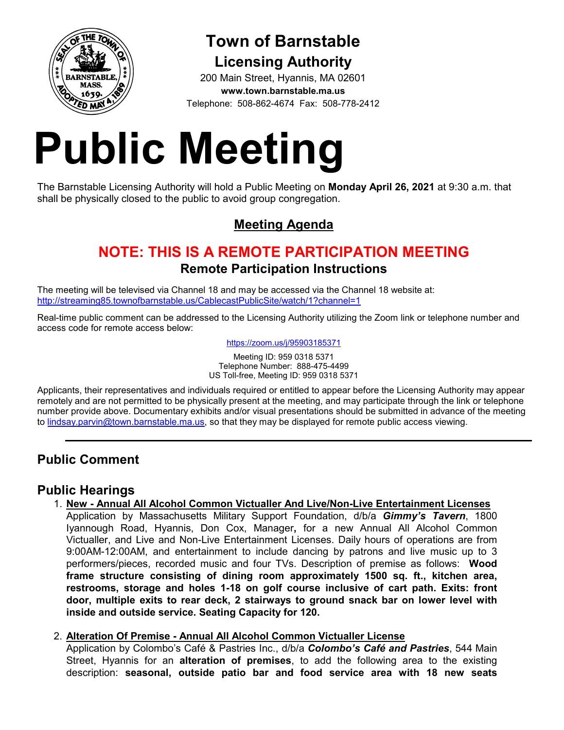# Town of Barnstable

## Licensing Authority

200 Main Street, Hyannis, MA 02601
**www.town.barnstable.ma.us**
Telephone: 508-862-4674 Fax: 508-778-2412

# Public Meeting

The Barnstable Licensing Authority will hold a Public Meeting on **Monday April 26, 2021** at 9:30 a.m. that shall be physically closed to the public to avoid group congregation.

## Meeting Agenda

## NOTE: THIS IS A REMOTE PARTICIPATION MEETING

### Remote Participation Instructions

The meeting will be televised via Channel 18 and may be accessed via the Channel 18 website at:
http://streaming85.townofbarnstable.us/CablecastPublicSite/watch/1?channel=1

Real-time public comment can be addressed to the Licensing Authority utilizing the Zoom link or telephone number and access code for remote access below:

https://zoom.us/j/95903185371

Meeting ID: 959 0318 5371
Telephone Number: 888-475-4499
US Toll-free, Meeting ID: 959 0318 5371

Applicants, their representatives and individuals required or entitled to appear before the Licensing Authority may appear remotely and are not permitted to be physically present at the meeting, and may participate through the link or telephone number provide above. Documentary exhibits and/or visual presentations should be submitted in advance of the meeting to lindsay.parvin@town.barnstable.ma.us, so that they may be displayed for remote public access viewing.

---

## Public Comment

## Public Hearings

1. **New - Annual All Alcohol Common Victualler And Live/Non-Live Entertainment Licenses**
   Application by Massachusetts Military Support Foundation, d/b/a ***Gimmy's Tavern***, 1800 Iyannough Road, Hyannis, Don Cox, Manager**,** for a new Annual All Alcohol Common Victualler, and Live and Non-Live Entertainment Licenses. Daily hours of operations are from 9:00AM-12:00AM, and entertainment to include dancing by patrons and live music up to 3 performers/pieces, recorded music and four TVs. Description of premise as follows: **Wood frame structure consisting of dining room approximately 1500 sq. ft., kitchen area, restrooms, storage and holes 1-18 on golf course inclusive of cart path. Exits: front door, multiple exits to rear deck, 2 stairways to ground snack bar on lower level with inside and outside service. Seating Capacity for 120.**

2. **Alteration Of Premise - Annual All Alcohol Common Victualler License**
   Application by Colombo's Café & Pastries Inc., d/b/a ***Colombo's Café and Pastries***, 544 Main Street, Hyannis for an **alteration of premises**, to add the following area to the existing description: **seasonal, outside patio bar and food service area with 18 new seats**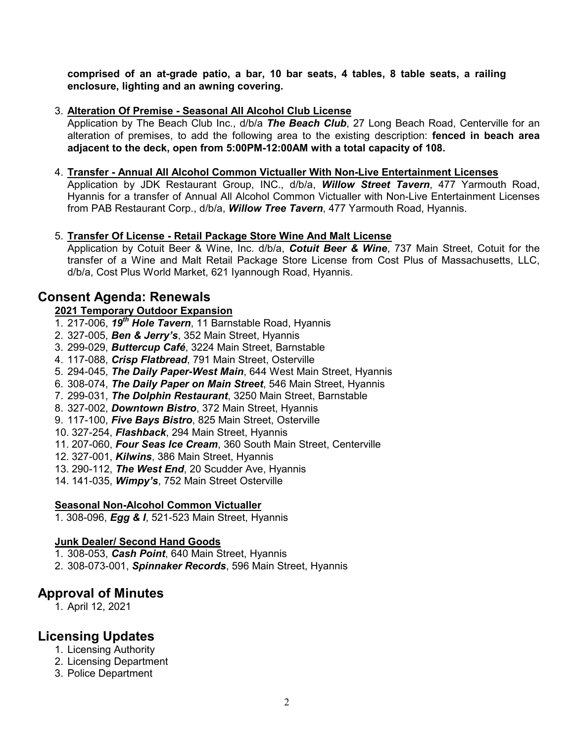**comprised of an at-grade patio, a bar, 10 bar seats, 4 tables, 8 table seats, a railing enclosure, lighting and an awning covering.**

3. **Alteration Of Premise - Seasonal All Alcohol Club License**
   Application by The Beach Club Inc., d/b/a ***The Beach Club***, 27 Long Beach Road, Centerville for an alteration of premises, to add the following area to the existing description: **fenced in beach area adjacent to the deck, open from 5:00PM-12:00AM with a total capacity of 108.**

4. **Transfer - Annual All Alcohol Common Victualler With Non-Live Entertainment Licenses**
   Application by JDK Restaurant Group, INC., d/b/a, ***Willow Street Tavern***, 477 Yarmouth Road, Hyannis for a transfer of Annual All Alcohol Common Victualler with Non-Live Entertainment Licenses from PAB Restaurant Corp., d/b/a, ***Willow Tree Tavern***, 477 Yarmouth Road, Hyannis.

5. **Transfer Of License - Retail Package Store Wine And Malt License**
   Application by Cotuit Beer & Wine, Inc. d/b/a, ***Cotuit Beer & Wine***, 737 Main Street, Cotuit for the transfer of a Wine and Malt Retail Package Store License from Cost Plus of Massachusetts, LLC, d/b/a, Cost Plus World Market, 621 Iyannough Road, Hyannis.

## Consent Agenda: Renewals

**2021 Temporary Outdoor Expansion**

1. 217-006, ***19th Hole Tavern***, 11 Barnstable Road, Hyannis
2. 327-005, ***Ben & Jerry's***, 352 Main Street, Hyannis
3. 299-029, ***Buttercup Café***, 3224 Main Street, Barnstable
4. 117-088, ***Crisp Flatbread***, 791 Main Street, Osterville
5. 294-045, ***The Daily Paper-West Main***, 644 West Main Street, Hyannis
6. 308-074, ***The Daily Paper on Main Street***, 546 Main Street, Hyannis
7. 299-031, ***The Dolphin Restaurant***, 3250 Main Street, Barnstable
8. 327-002, ***Downtown Bistro***, 372 Main Street, Hyannis
9. 117-100, ***Five Bays Bistro***, 825 Main Street, Osterville
10. 327-254, ***Flashback***, 294 Main Street, Hyannis
11. 207-060, ***Four Seas Ice Cream***, 360 South Main Street, Centerville
12. 327-001, ***Kilwins***, 386 Main Street, Hyannis
13. 290-112, ***The West End***, 20 Scudder Ave, Hyannis
14. 141-035, ***Wimpy's***, 752 Main Street Osterville

**Seasonal Non-Alcohol Common Victualler**

1. 308-096, ***Egg & I***, 521-523 Main Street, Hyannis

**Junk Dealer/ Second Hand Goods**

1. 308-053, ***Cash Point***, 640 Main Street, Hyannis
2. 308-073-001, ***Spinnaker Records***, 596 Main Street, Hyannis

## Approval of Minutes

1. April 12, 2021

## Licensing Updates

1. Licensing Authority
2. Licensing Department
3. Police Department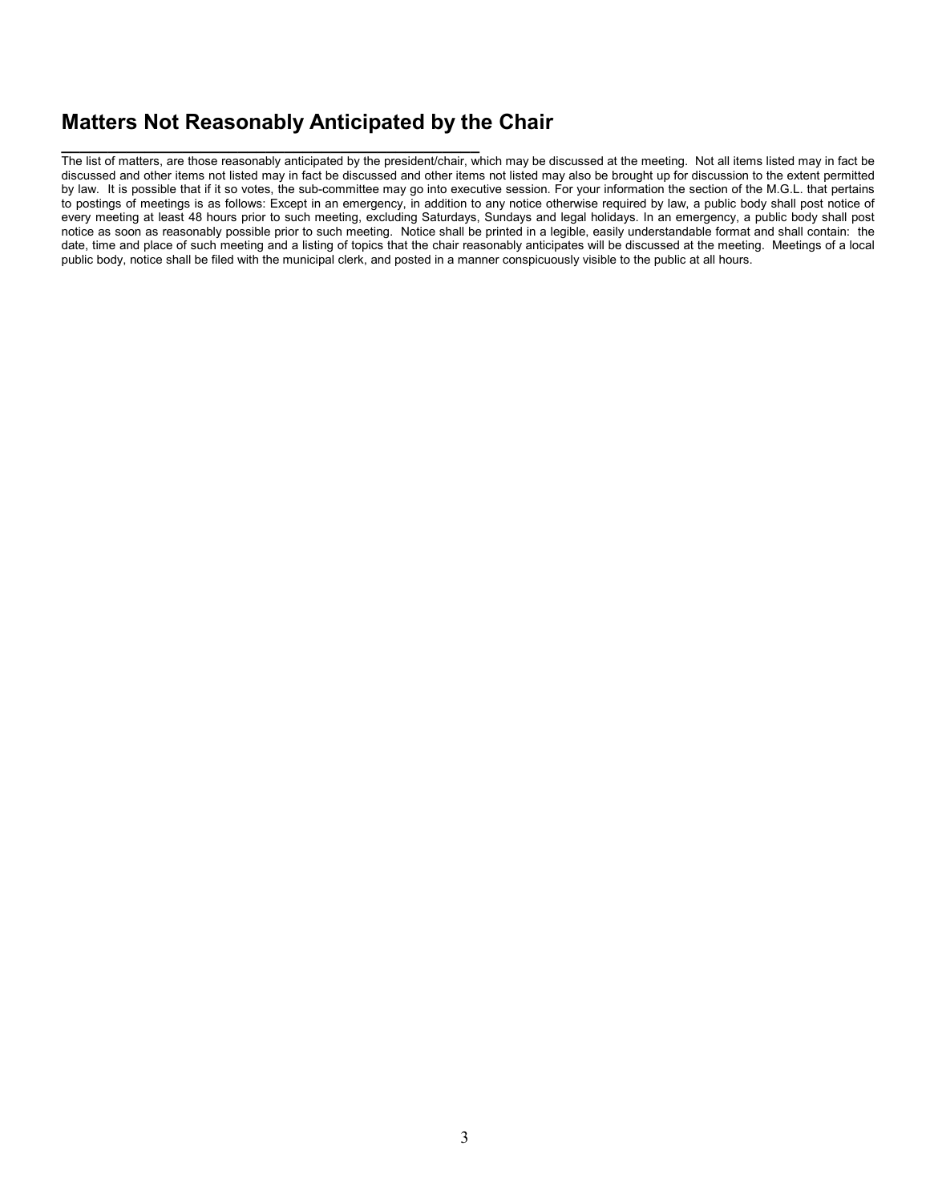## Matters Not Reasonably Anticipated by the Chair

The list of matters, are those reasonably anticipated by the president/chair, which may be discussed at the meeting. Not all items listed may in fact be discussed and other items not listed may in fact be discussed and other items not listed may also be brought up for discussion to the extent permitted by law. It is possible that if it so votes, the sub-committee may go into executive session. For your information the section of the M.G.L. that pertains to postings of meetings is as follows: Except in an emergency, in addition to any notice otherwise required by law, a public body shall post notice of every meeting at least 48 hours prior to such meeting, excluding Saturdays, Sundays and legal holidays. In an emergency, a public body shall post notice as soon as reasonably possible prior to such meeting. Notice shall be printed in a legible, easily understandable format and shall contain: the date, time and place of such meeting and a listing of topics that the chair reasonably anticipates will be discussed at the meeting. Meetings of a local public body, notice shall be filed with the municipal clerk, and posted in a manner conspicuously visible to the public at all hours.